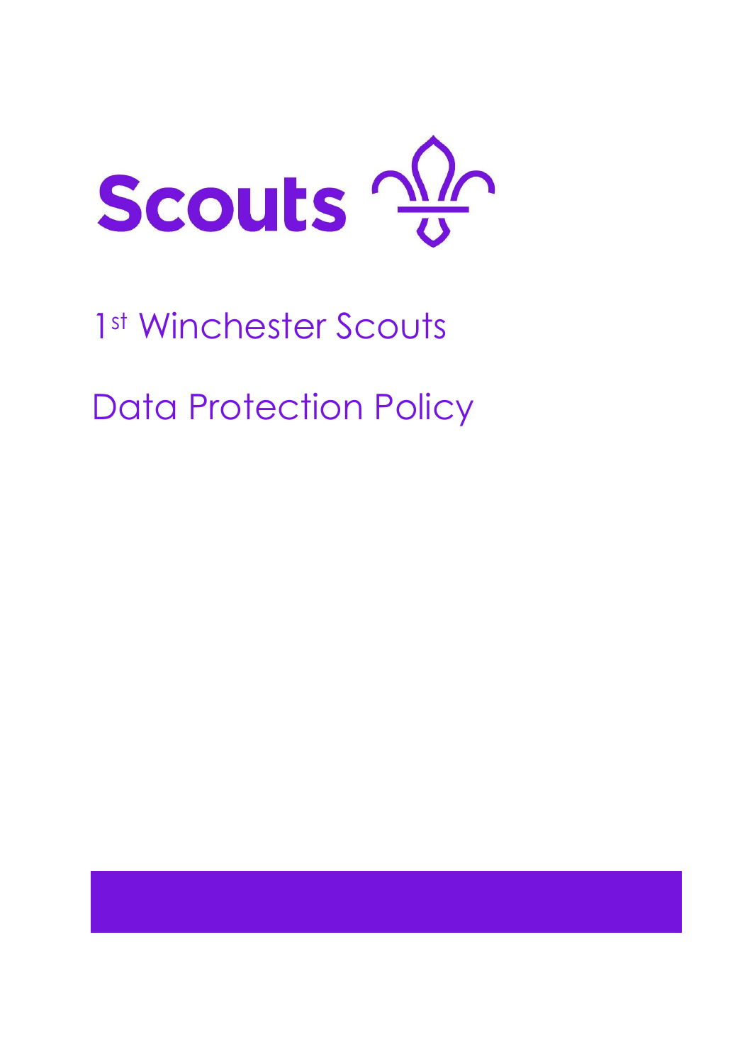# Scouts

1st Winchester Scouts

Data Protection Policy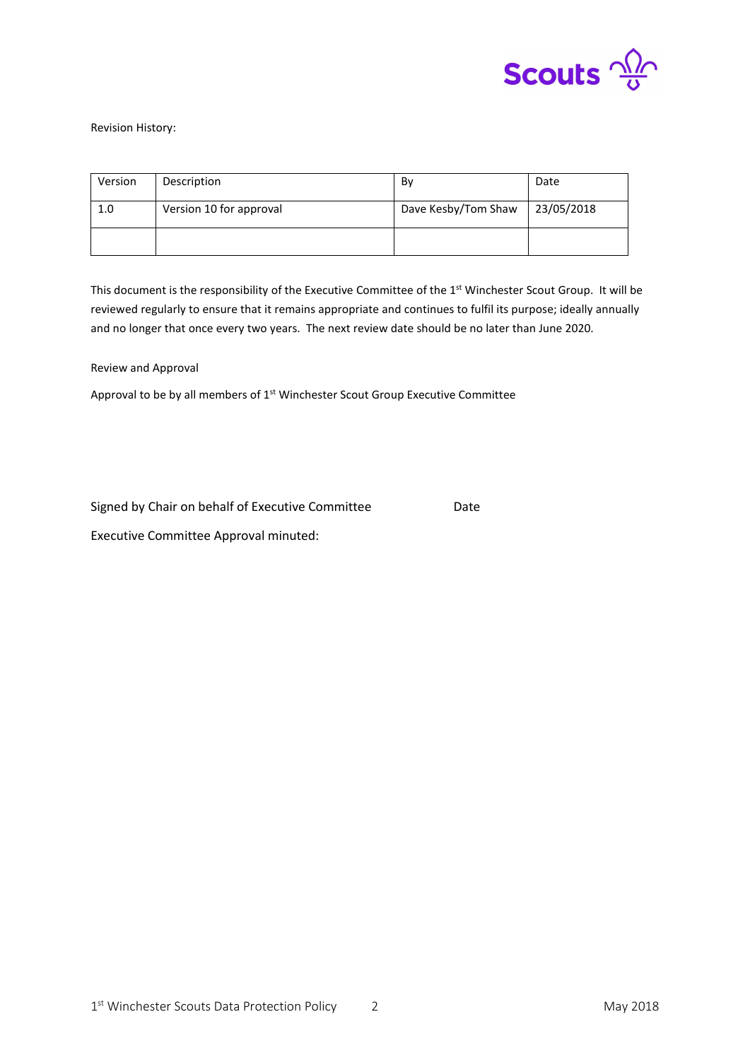Revision History:

| Version | Description | By | Date |
|---|---|---|---|
| 1.0 | Version 10 for approval | Dave Kesby/Tom Shaw | 23/05/2018 |
| | | | |

This document is the responsibility of the Executive Committee of the 1st Winchester Scout Group. It will be reviewed regularly to ensure that it remains appropriate and continues to fulfil its purpose; ideally annually and no longer that once every two years. The next review date should be no later than June 2020.

Review and Approval

Approval to be by all members of 1st Winchester Scout Group Executive Committee

Signed by Chair on behalf of Executive Committee Date

Executive Committee Approval minuted: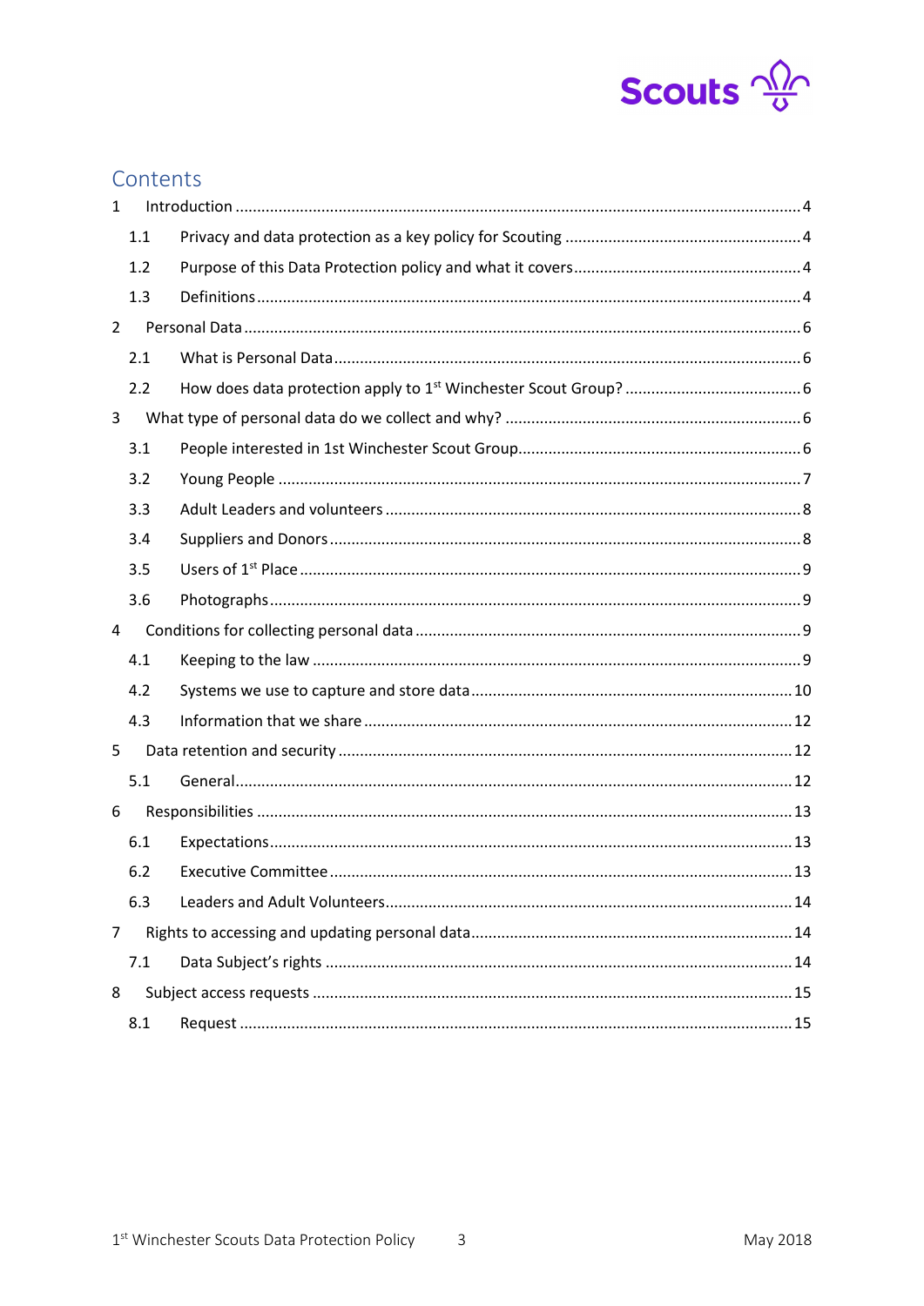## Contents

1 Introduction ... 4

- 1.1 Privacy and data protection as a key policy for Scouting ... 4
- 1.2 Purpose of this Data Protection policy and what it covers ... 4
- 1.3 Definitions ... 4

2 Personal Data ... 6

- 2.1 What is Personal Data ... 6
- 2.2 How does data protection apply to 1st Winchester Scout Group? ... 6

3 What type of personal data do we collect and why? ... 6

- 3.1 People interested in 1st Winchester Scout Group ... 6
- 3.2 Young People ... 7
- 3.3 Adult Leaders and volunteers ... 8
- 3.4 Suppliers and Donors ... 8
- 3.5 Users of 1st Place ... 9
- 3.6 Photographs ... 9

4 Conditions for collecting personal data ... 9

- 4.1 Keeping to the law ... 9
- 4.2 Systems we use to capture and store data ... 10
- 4.3 Information that we share ... 12

5 Data retention and security ... 12

- 5.1 General ... 12

6 Responsibilities ... 13

- 6.1 Expectations ... 13
- 6.2 Executive Committee ... 13
- 6.3 Leaders and Adult Volunteers ... 14

7 Rights to accessing and updating personal data ... 14

- 7.1 Data Subject's rights ... 14

8 Subject access requests ... 15

- 8.1 Request ... 15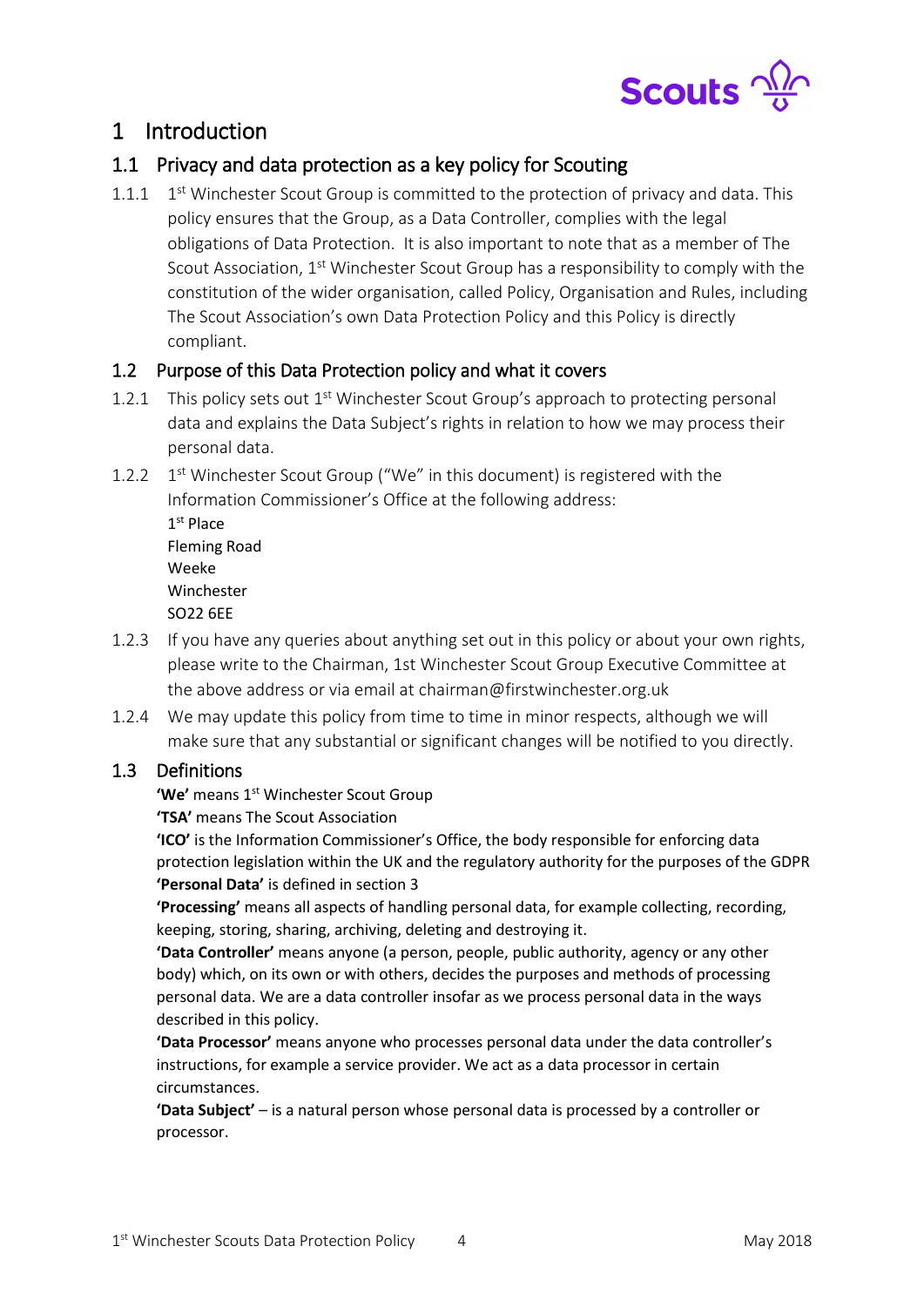# 1 Introduction

## 1.1 Privacy and data protection as a key policy for Scouting

1.1.1 1st Winchester Scout Group is committed to the protection of privacy and data. This policy ensures that the Group, as a Data Controller, complies with the legal obligations of Data Protection. It is also important to note that as a member of The Scout Association, 1st Winchester Scout Group has a responsibility to comply with the constitution of the wider organisation, called Policy, Organisation and Rules, including The Scout Association's own Data Protection Policy and this Policy is directly compliant.

## 1.2 Purpose of this Data Protection policy and what it covers

1.2.1 This policy sets out 1st Winchester Scout Group's approach to protecting personal data and explains the Data Subject's rights in relation to how we may process their personal data.

1.2.2 1st Winchester Scout Group ("We" in this document) is registered with the Information Commissioner's Office at the following address:

1st Place
Fleming Road
Weeke
Winchester
SO22 6EE

1.2.3 If you have any queries about anything set out in this policy or about your own rights, please write to the Chairman, 1st Winchester Scout Group Executive Committee at the above address or via email at chairman@firstwinchester.org.uk

1.2.4 We may update this policy from time to time in minor respects, although we will make sure that any substantial or significant changes will be notified to you directly.

## 1.3 Definitions

**'We'** means 1st Winchester Scout Group

**'TSA'** means The Scout Association

**'ICO'** is the Information Commissioner's Office, the body responsible for enforcing data protection legislation within the UK and the regulatory authority for the purposes of the GDPR

**'Personal Data'** is defined in section 3

**'Processing'** means all aspects of handling personal data, for example collecting, recording, keeping, storing, sharing, archiving, deleting and destroying it.

**'Data Controller'** means anyone (a person, people, public authority, agency or any other body) which, on its own or with others, decides the purposes and methods of processing personal data. We are a data controller insofar as we process personal data in the ways described in this policy.

**'Data Processor'** means anyone who processes personal data under the data controller's instructions, for example a service provider. We act as a data processor in certain circumstances.

**'Data Subject'** – is a natural person whose personal data is processed by a controller or processor.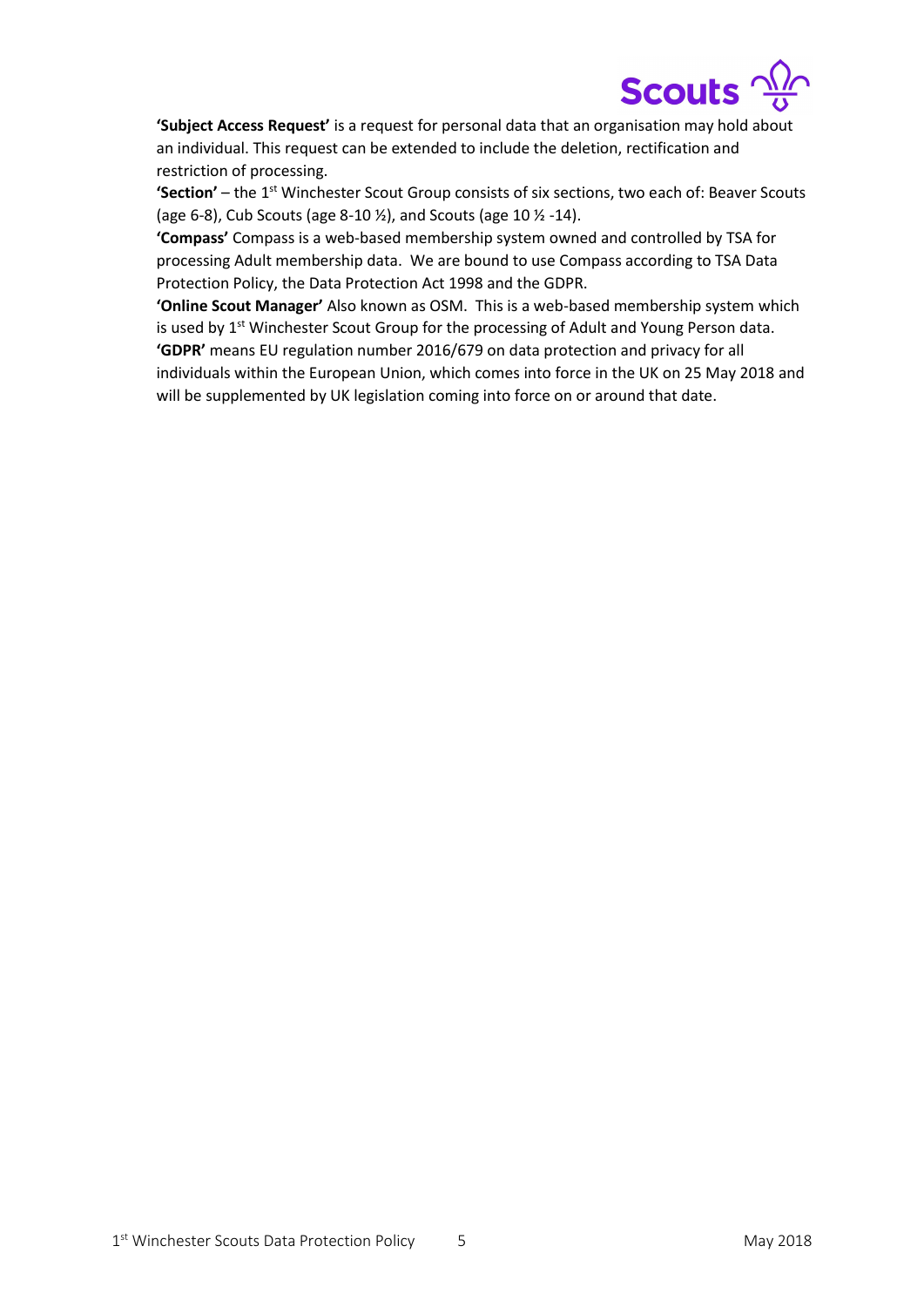**'Subject Access Request'** is a request for personal data that an organisation may hold about an individual. This request can be extended to include the deletion, rectification and restriction of processing.

**'Section'** – the 1st Winchester Scout Group consists of six sections, two each of: Beaver Scouts (age 6-8), Cub Scouts (age 8-10 ½), and Scouts (age 10 ½ -14).

**'Compass'** Compass is a web-based membership system owned and controlled by TSA for processing Adult membership data. We are bound to use Compass according to TSA Data Protection Policy, the Data Protection Act 1998 and the GDPR.

**'Online Scout Manager'** Also known as OSM. This is a web-based membership system which is used by 1st Winchester Scout Group for the processing of Adult and Young Person data.

**'GDPR'** means EU regulation number 2016/679 on data protection and privacy for all individuals within the European Union, which comes into force in the UK on 25 May 2018 and will be supplemented by UK legislation coming into force on or around that date.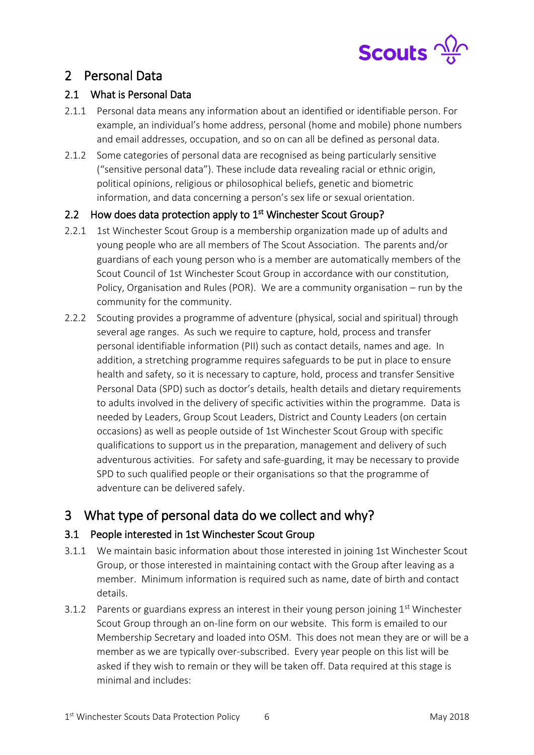## 2 Personal Data

### 2.1 What is Personal Data

2.1.1 Personal data means any information about an identified or identifiable person. For example, an individual's home address, personal (home and mobile) phone numbers and email addresses, occupation, and so on can all be defined as personal data.

2.1.2 Some categories of personal data are recognised as being particularly sensitive ("sensitive personal data"). These include data revealing racial or ethnic origin, political opinions, religious or philosophical beliefs, genetic and biometric information, and data concerning a person's sex life or sexual orientation.

### 2.2 How does data protection apply to 1st Winchester Scout Group?

2.2.1 1st Winchester Scout Group is a membership organization made up of adults and young people who are all members of The Scout Association. The parents and/or guardians of each young person who is a member are automatically members of the Scout Council of 1st Winchester Scout Group in accordance with our constitution, Policy, Organisation and Rules (POR). We are a community organisation – run by the community for the community.

2.2.2 Scouting provides a programme of adventure (physical, social and spiritual) through several age ranges. As such we require to capture, hold, process and transfer personal identifiable information (PII) such as contact details, names and age. In addition, a stretching programme requires safeguards to be put in place to ensure health and safety, so it is necessary to capture, hold, process and transfer Sensitive Personal Data (SPD) such as doctor's details, health details and dietary requirements to adults involved in the delivery of specific activities within the programme. Data is needed by Leaders, Group Scout Leaders, District and County Leaders (on certain occasions) as well as people outside of 1st Winchester Scout Group with specific qualifications to support us in the preparation, management and delivery of such adventurous activities. For safety and safe-guarding, it may be necessary to provide SPD to such qualified people or their organisations so that the programme of adventure can be delivered safely.

## 3 What type of personal data do we collect and why?

### 3.1 People interested in 1st Winchester Scout Group

3.1.1 We maintain basic information about those interested in joining 1st Winchester Scout Group, or those interested in maintaining contact with the Group after leaving as a member. Minimum information is required such as name, date of birth and contact details.

3.1.2 Parents or guardians express an interest in their young person joining 1st Winchester Scout Group through an on-line form on our website. This form is emailed to our Membership Secretary and loaded into OSM. This does not mean they are or will be a member as we are typically over-subscribed. Every year people on this list will be asked if they wish to remain or they will be taken off. Data required at this stage is minimal and includes: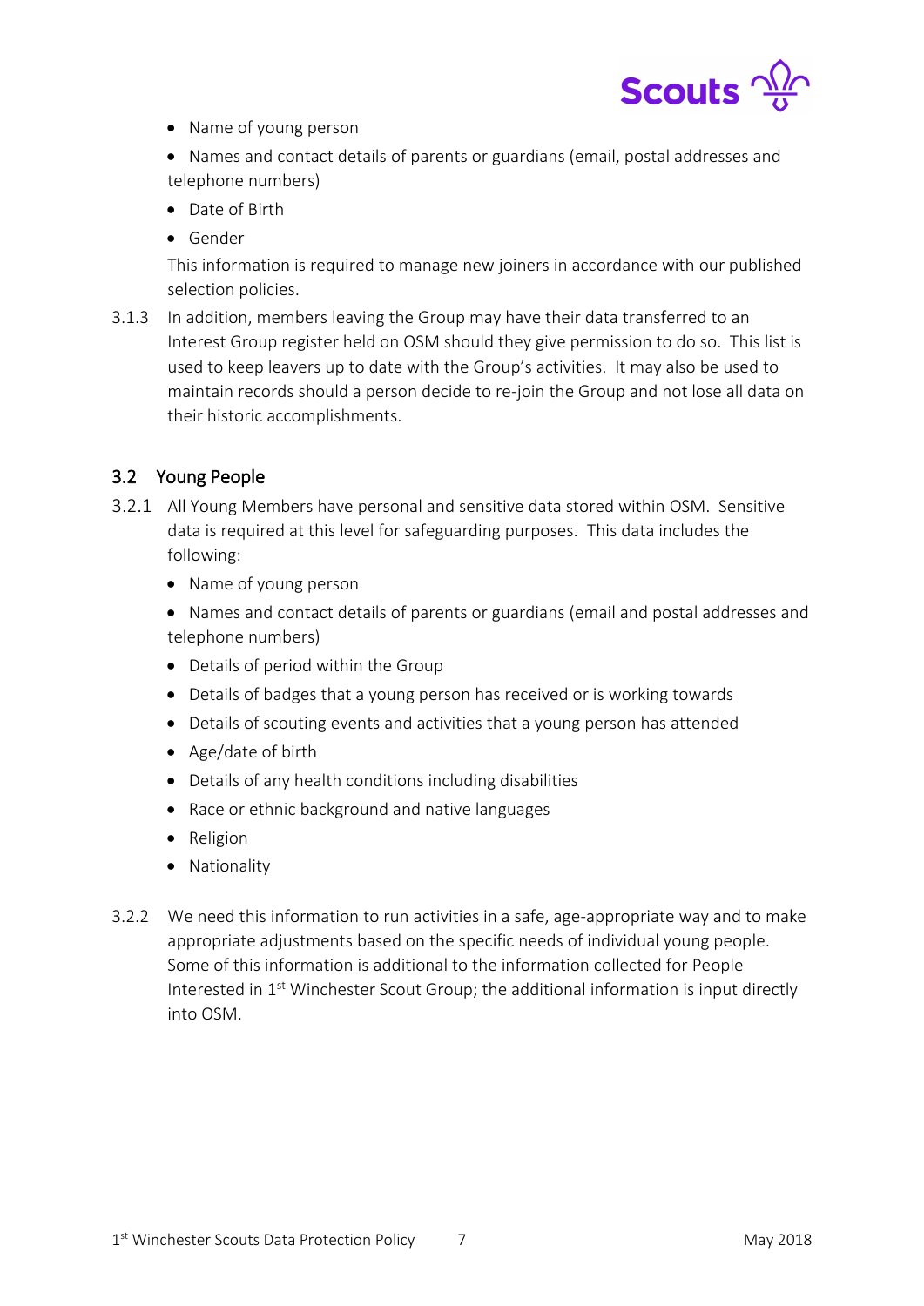- Name of young person
- Names and contact details of parents or guardians (email, postal addresses and telephone numbers)
- Date of Birth
- Gender

This information is required to manage new joiners in accordance with our published selection policies.

3.1.3 In addition, members leaving the Group may have their data transferred to an Interest Group register held on OSM should they give permission to do so. This list is used to keep leavers up to date with the Group's activities. It may also be used to maintain records should a person decide to re-join the Group and not lose all data on their historic accomplishments.

## 3.2 Young People

3.2.1 All Young Members have personal and sensitive data stored within OSM. Sensitive data is required at this level for safeguarding purposes. This data includes the following:

- Name of young person
- Names and contact details of parents or guardians (email and postal addresses and telephone numbers)
- Details of period within the Group
- Details of badges that a young person has received or is working towards
- Details of scouting events and activities that a young person has attended
- Age/date of birth
- Details of any health conditions including disabilities
- Race or ethnic background and native languages
- Religion
- Nationality

3.2.2 We need this information to run activities in a safe, age-appropriate way and to make appropriate adjustments based on the specific needs of individual young people. Some of this information is additional to the information collected for People Interested in 1st Winchester Scout Group; the additional information is input directly into OSM.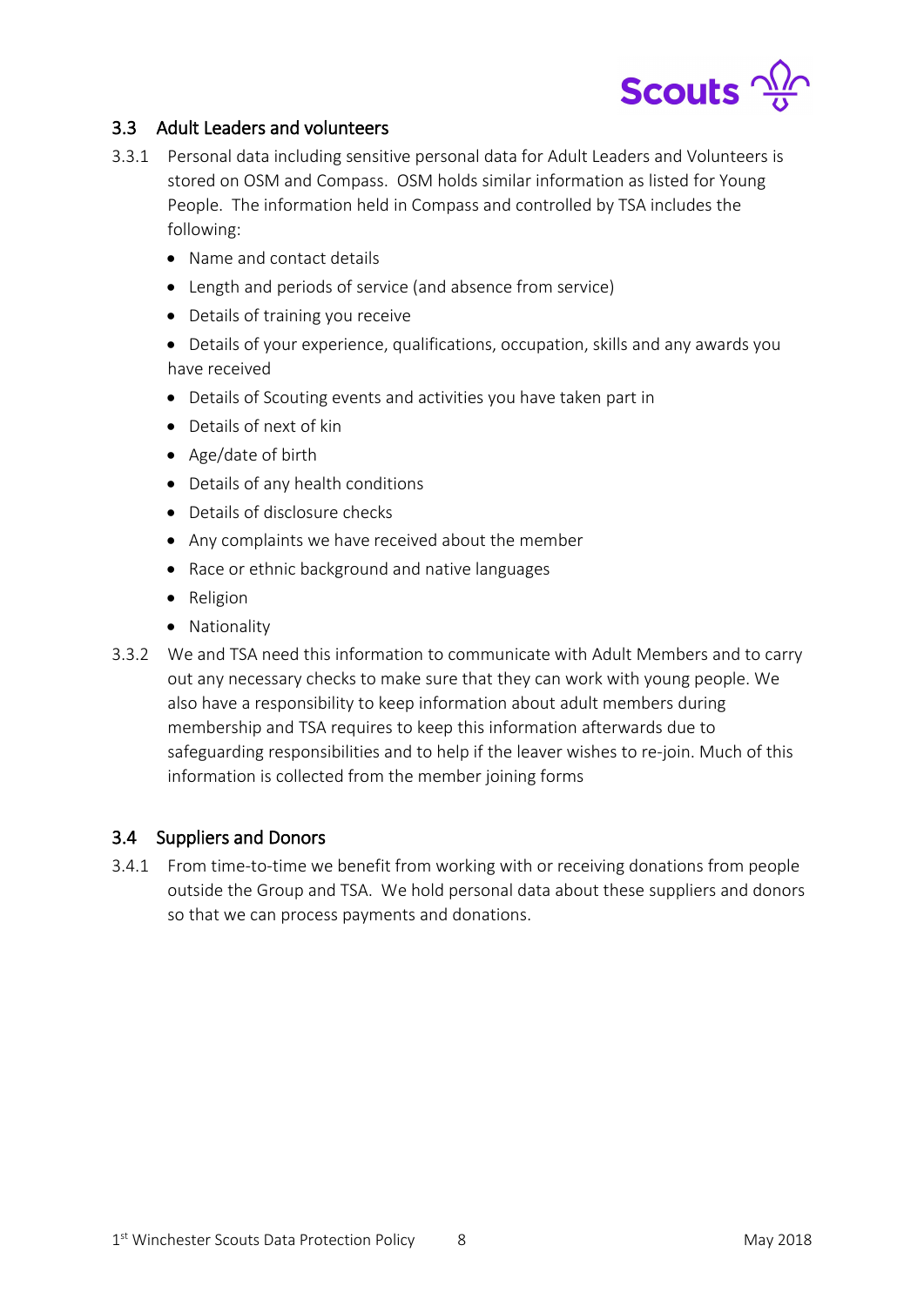## 3.3 Adult Leaders and volunteers

3.3.1 Personal data including sensitive personal data for Adult Leaders and Volunteers is stored on OSM and Compass. OSM holds similar information as listed for Young People. The information held in Compass and controlled by TSA includes the following:

- Name and contact details
- Length and periods of service (and absence from service)
- Details of training you receive
- Details of your experience, qualifications, occupation, skills and any awards you have received
- Details of Scouting events and activities you have taken part in
- Details of next of kin
- Age/date of birth
- Details of any health conditions
- Details of disclosure checks
- Any complaints we have received about the member
- Race or ethnic background and native languages
- Religion
- Nationality

3.3.2 We and TSA need this information to communicate with Adult Members and to carry out any necessary checks to make sure that they can work with young people. We also have a responsibility to keep information about adult members during membership and TSA requires to keep this information afterwards due to safeguarding responsibilities and to help if the leaver wishes to re-join. Much of this information is collected from the member joining forms

## 3.4 Suppliers and Donors

3.4.1 From time-to-time we benefit from working with or receiving donations from people outside the Group and TSA. We hold personal data about these suppliers and donors so that we can process payments and donations.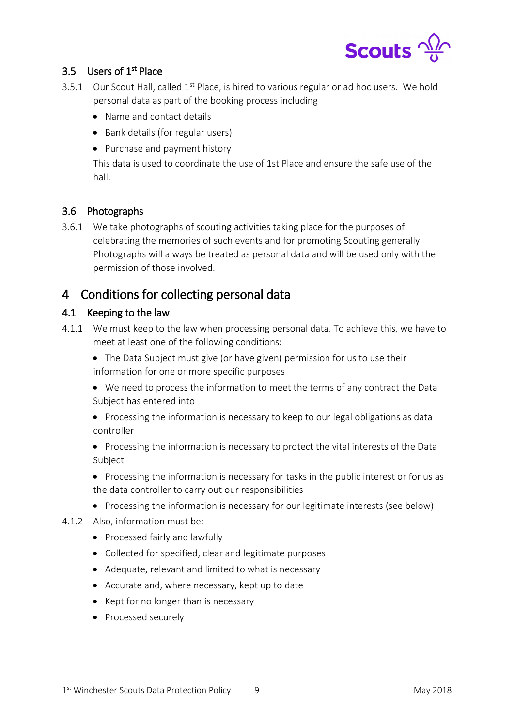### 3.5 Users of 1st Place

3.5.1 Our Scout Hall, called 1st Place, is hired to various regular or ad hoc users. We hold personal data as part of the booking process including

- Name and contact details
- Bank details (for regular users)
- Purchase and payment history

This data is used to coordinate the use of 1st Place and ensure the safe use of the hall.

### 3.6 Photographs

3.6.1 We take photographs of scouting activities taking place for the purposes of celebrating the memories of such events and for promoting Scouting generally. Photographs will always be treated as personal data and will be used only with the permission of those involved.

## 4 Conditions for collecting personal data

### 4.1 Keeping to the law

4.1.1 We must keep to the law when processing personal data. To achieve this, we have to meet at least one of the following conditions:

- The Data Subject must give (or have given) permission for us to use their information for one or more specific purposes
- We need to process the information to meet the terms of any contract the Data Subject has entered into
- Processing the information is necessary to keep to our legal obligations as data controller
- Processing the information is necessary to protect the vital interests of the Data Subject
- Processing the information is necessary for tasks in the public interest or for us as the data controller to carry out our responsibilities
- Processing the information is necessary for our legitimate interests (see below)

4.1.2 Also, information must be:

- Processed fairly and lawfully
- Collected for specified, clear and legitimate purposes
- Adequate, relevant and limited to what is necessary
- Accurate and, where necessary, kept up to date
- Kept for no longer than is necessary
- Processed securely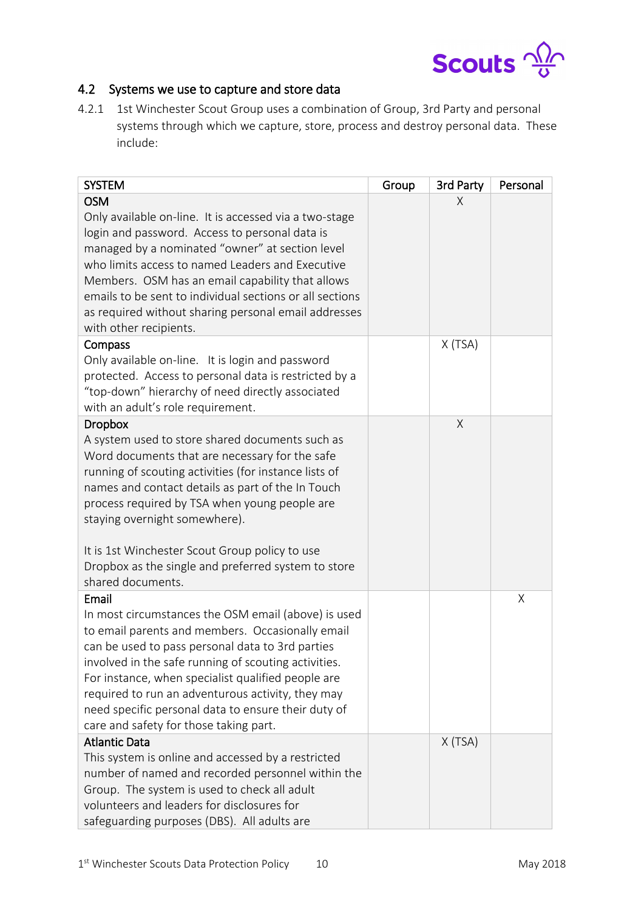## 4.2 Systems we use to capture and store data

4.2.1 1st Winchester Scout Group uses a combination of Group, 3rd Party and personal systems through which we capture, store, process and destroy personal data. These include:

| SYSTEM | Group | 3rd Party | Personal |
|---|---|---|---|
| **OSM**<br>Only available on-line. It is accessed via a two-stage login and password. Access to personal data is managed by a nominated "owner" at section level who limits access to named Leaders and Executive Members. OSM has an email capability that allows emails to be sent to individual sections or all sections as required without sharing personal email addresses with other recipients. | | X | |
| **Compass**<br>Only available on-line. It is login and password protected. Access to personal data is restricted by a "top-down" hierarchy of need directly associated with an adult's role requirement. | | X (TSA) | |
| **Dropbox**<br>A system used to store shared documents such as Word documents that are necessary for the safe running of scouting activities (for instance lists of names and contact details as part of the In Touch process required by TSA when young people are staying overnight somewhere).<br><br>It is 1st Winchester Scout Group policy to use Dropbox as the single and preferred system to store shared documents. | | X | |
| **Email**<br>In most circumstances the OSM email (above) is used to email parents and members. Occasionally email can be used to pass personal data to 3rd parties involved in the safe running of scouting activities. For instance, when specialist qualified people are required to run an adventurous activity, they may need specific personal data to ensure their duty of care and safety for those taking part. | | | X |
| **Atlantic Data**<br>This system is online and accessed by a restricted number of named and recorded personnel within the Group. The system is used to check all adult volunteers and leaders for disclosures for safeguarding purposes (DBS). All adults are | | X (TSA) | |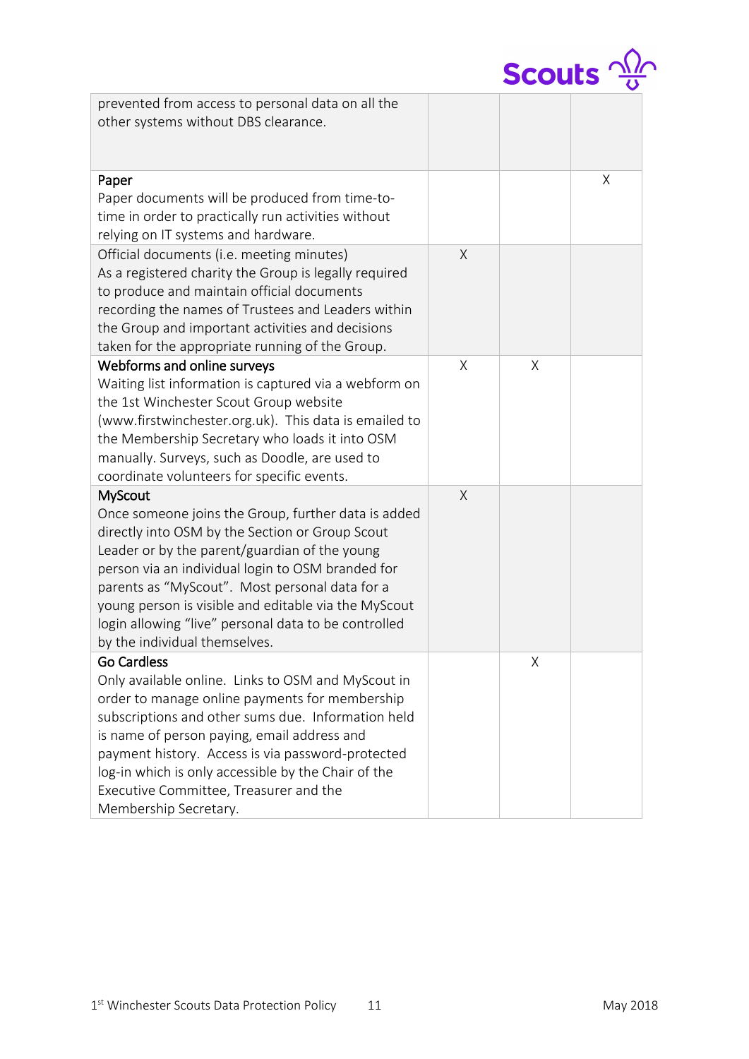| | | | |
|---|---|---|---|
| prevented from access to personal data on all the other systems without DBS clearance. | | | |
| Paper<br>Paper documents will be produced from time-to-time in order to practically run activities without relying on IT systems and hardware. | | | X |
| Official documents (i.e. meeting minutes)<br>As a registered charity the Group is legally required to produce and maintain official documents recording the names of Trustees and Leaders within the Group and important activities and decisions taken for the appropriate running of the Group. | X | | |
| Webforms and online surveys<br>Waiting list information is captured via a webform on the 1st Winchester Scout Group website (www.firstwinchester.org.uk). This data is emailed to the Membership Secretary who loads it into OSM manually. Surveys, such as Doodle, are used to coordinate volunteers for specific events. | X | X | |
| MyScout<br>Once someone joins the Group, further data is added directly into OSM by the Section or Group Scout Leader or by the parent/guardian of the young person via an individual login to OSM branded for parents as "MyScout". Most personal data for a young person is visible and editable via the MyScout login allowing "live" personal data to be controlled by the individual themselves. | X | | |
| Go Cardless<br>Only available online. Links to OSM and MyScout in order to manage online payments for membership subscriptions and other sums due. Information held is name of person paying, email address and payment history. Access is via password-protected log-in which is only accessible by the Chair of the Executive Committee, Treasurer and the Membership Secretary. | | X | |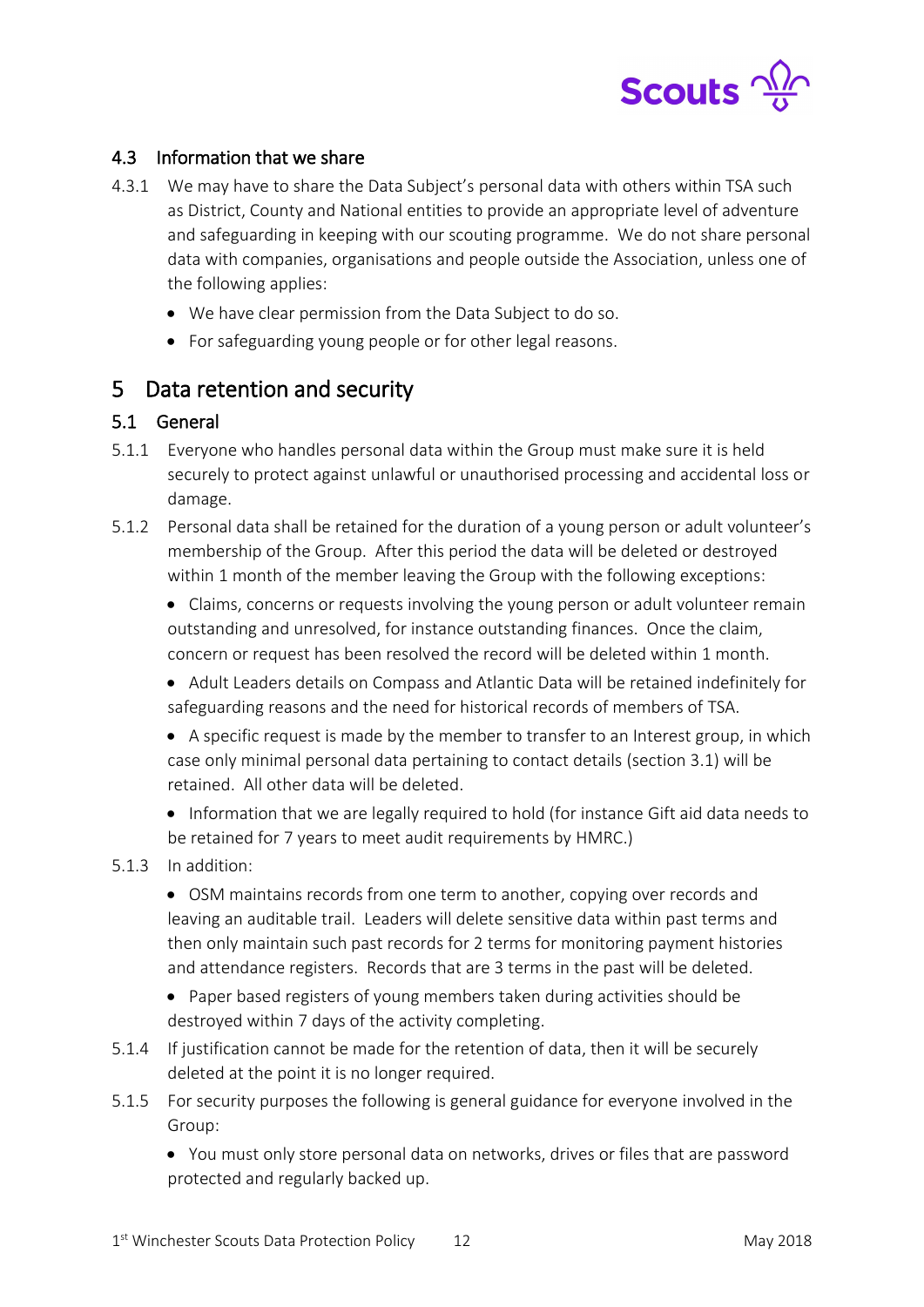### 4.3 Information that we share

4.3.1 We may have to share the Data Subject's personal data with others within TSA such as District, County and National entities to provide an appropriate level of adventure and safeguarding in keeping with our scouting programme. We do not share personal data with companies, organisations and people outside the Association, unless one of the following applies:

- We have clear permission from the Data Subject to do so.
- For safeguarding young people or for other legal reasons.

## 5 Data retention and security

### 5.1 General

5.1.1 Everyone who handles personal data within the Group must make sure it is held securely to protect against unlawful or unauthorised processing and accidental loss or damage.

5.1.2 Personal data shall be retained for the duration of a young person or adult volunteer's membership of the Group. After this period the data will be deleted or destroyed within 1 month of the member leaving the Group with the following exceptions:

- Claims, concerns or requests involving the young person or adult volunteer remain outstanding and unresolved, for instance outstanding finances. Once the claim, concern or request has been resolved the record will be deleted within 1 month.
- Adult Leaders details on Compass and Atlantic Data will be retained indefinitely for safeguarding reasons and the need for historical records of members of TSA.
- A specific request is made by the member to transfer to an Interest group, in which case only minimal personal data pertaining to contact details (section 3.1) will be retained. All other data will be deleted.
- Information that we are legally required to hold (for instance Gift aid data needs to be retained for 7 years to meet audit requirements by HMRC.)

5.1.3 In addition:

- OSM maintains records from one term to another, copying over records and leaving an auditable trail. Leaders will delete sensitive data within past terms and then only maintain such past records for 2 terms for monitoring payment histories and attendance registers. Records that are 3 terms in the past will be deleted.
- Paper based registers of young members taken during activities should be destroyed within 7 days of the activity completing.

5.1.4 If justification cannot be made for the retention of data, then it will be securely deleted at the point it is no longer required.

5.1.5 For security purposes the following is general guidance for everyone involved in the Group:

- You must only store personal data on networks, drives or files that are password protected and regularly backed up.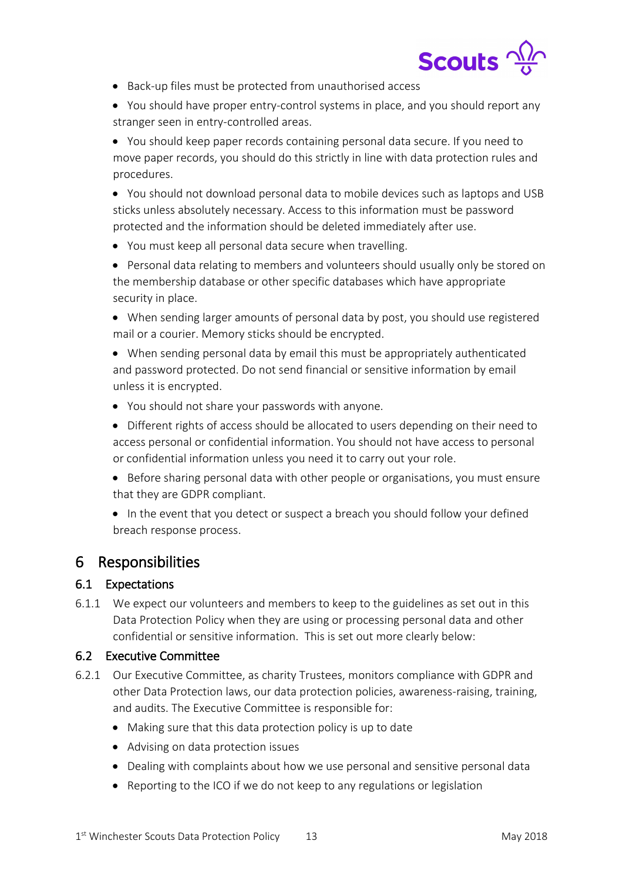- Back-up files must be protected from unauthorised access
- You should have proper entry-control systems in place, and you should report any stranger seen in entry-controlled areas.
- You should keep paper records containing personal data secure. If you need to move paper records, you should do this strictly in line with data protection rules and procedures.
- You should not download personal data to mobile devices such as laptops and USB sticks unless absolutely necessary. Access to this information must be password protected and the information should be deleted immediately after use.
- You must keep all personal data secure when travelling.
- Personal data relating to members and volunteers should usually only be stored on the membership database or other specific databases which have appropriate security in place.
- When sending larger amounts of personal data by post, you should use registered mail or a courier. Memory sticks should be encrypted.
- When sending personal data by email this must be appropriately authenticated and password protected. Do not send financial or sensitive information by email unless it is encrypted.
- You should not share your passwords with anyone.
- Different rights of access should be allocated to users depending on their need to access personal or confidential information. You should not have access to personal or confidential information unless you need it to carry out your role.
- Before sharing personal data with other people or organisations, you must ensure that they are GDPR compliant.
- In the event that you detect or suspect a breach you should follow your defined breach response process.

# 6 Responsibilities

## 6.1 Expectations

6.1.1 We expect our volunteers and members to keep to the guidelines as set out in this Data Protection Policy when they are using or processing personal data and other confidential or sensitive information. This is set out more clearly below:

## 6.2 Executive Committee

6.2.1 Our Executive Committee, as charity Trustees, monitors compliance with GDPR and other Data Protection laws, our data protection policies, awareness-raising, training, and audits. The Executive Committee is responsible for:

- Making sure that this data protection policy is up to date
- Advising on data protection issues
- Dealing with complaints about how we use personal and sensitive personal data
- Reporting to the ICO if we do not keep to any regulations or legislation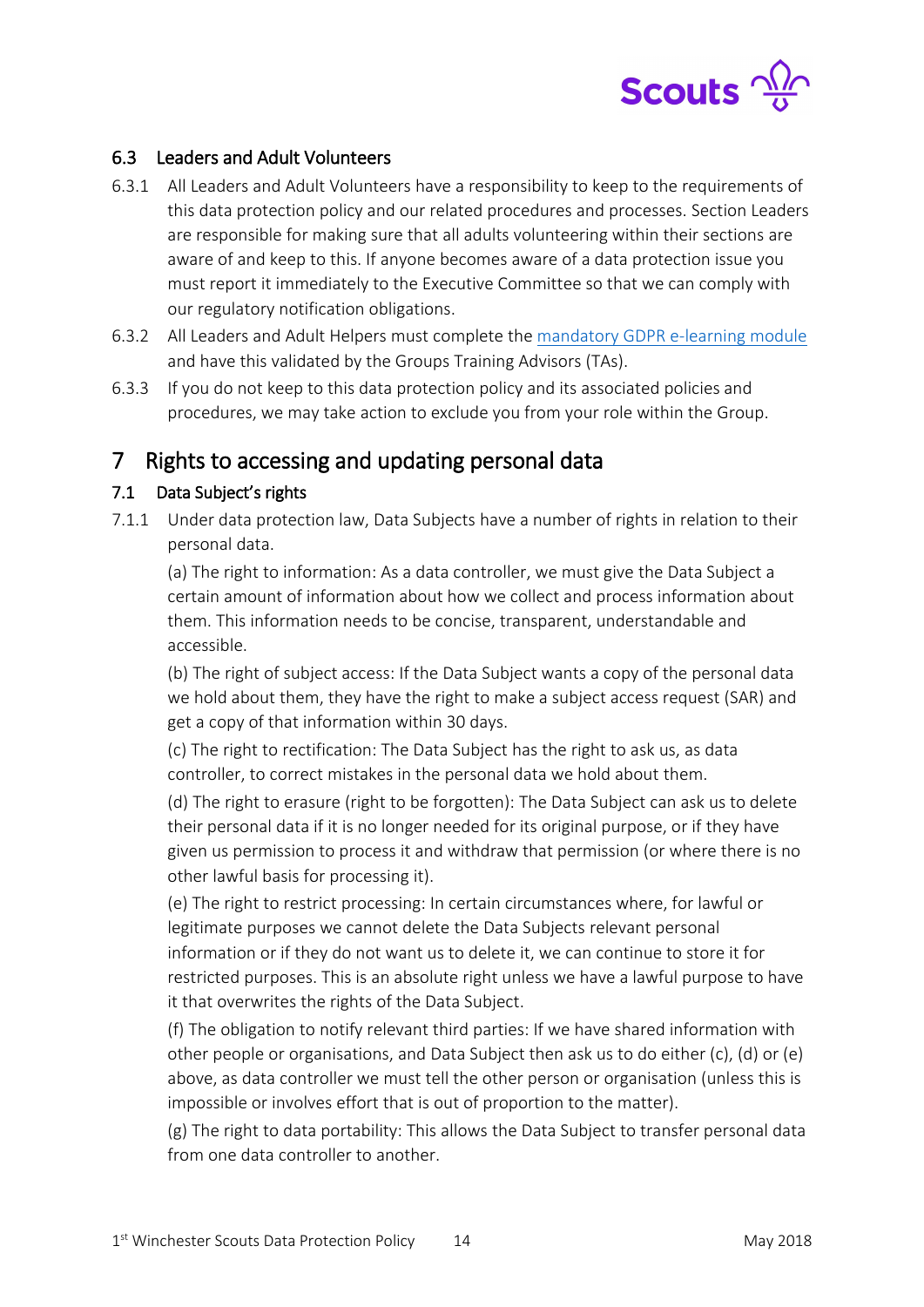### 6.3 Leaders and Adult Volunteers

6.3.1 All Leaders and Adult Volunteers have a responsibility to keep to the requirements of this data protection policy and our related procedures and processes. Section Leaders are responsible for making sure that all adults volunteering within their sections are aware of and keep to this. If anyone becomes aware of a data protection issue you must report it immediately to the Executive Committee so that we can comply with our regulatory notification obligations.

6.3.2 All Leaders and Adult Helpers must complete the [mandatory GDPR e-learning module]() and have this validated by the Groups Training Advisors (TAs).

6.3.3 If you do not keep to this data protection policy and its associated policies and procedures, we may take action to exclude you from your role within the Group.

## 7 Rights to accessing and updating personal data

### 7.1 Data Subject's rights

7.1.1 Under data protection law, Data Subjects have a number of rights in relation to their personal data.

(a) The right to information: As a data controller, we must give the Data Subject a certain amount of information about how we collect and process information about them. This information needs to be concise, transparent, understandable and accessible.

(b) The right of subject access: If the Data Subject wants a copy of the personal data we hold about them, they have the right to make a subject access request (SAR) and get a copy of that information within 30 days.

(c) The right to rectification: The Data Subject has the right to ask us, as data controller, to correct mistakes in the personal data we hold about them.

(d) The right to erasure (right to be forgotten): The Data Subject can ask us to delete their personal data if it is no longer needed for its original purpose, or if they have given us permission to process it and withdraw that permission (or where there is no other lawful basis for processing it).

(e) The right to restrict processing: In certain circumstances where, for lawful or legitimate purposes we cannot delete the Data Subjects relevant personal information or if they do not want us to delete it, we can continue to store it for restricted purposes. This is an absolute right unless we have a lawful purpose to have it that overwrites the rights of the Data Subject.

(f) The obligation to notify relevant third parties: If we have shared information with other people or organisations, and Data Subject then ask us to do either (c), (d) or (e) above, as data controller we must tell the other person or organisation (unless this is impossible or involves effort that is out of proportion to the matter).

(g) The right to data portability: This allows the Data Subject to transfer personal data from one data controller to another.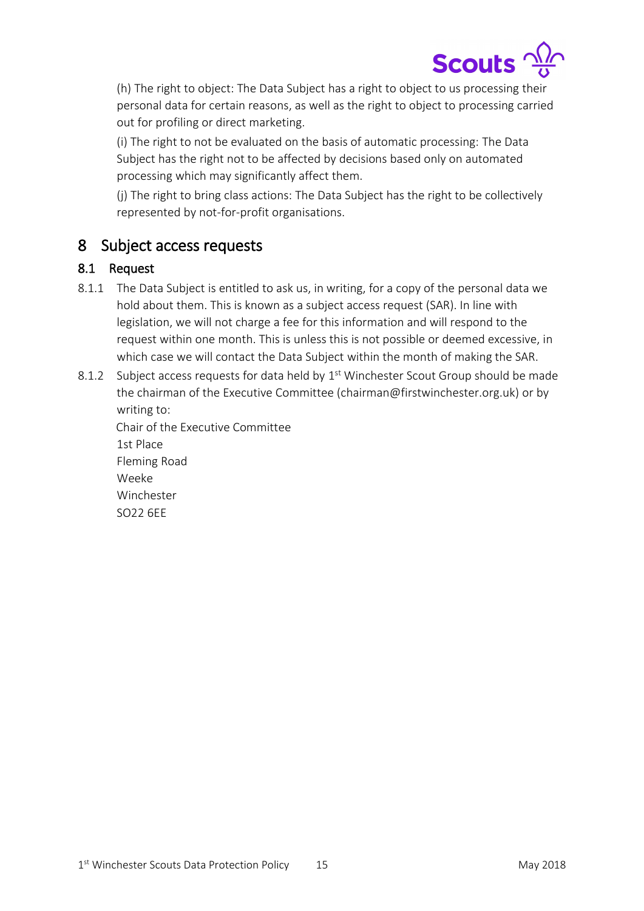(h) The right to object: The Data Subject has a right to object to us processing their personal data for certain reasons, as well as the right to object to processing carried out for profiling or direct marketing.

(i) The right to not be evaluated on the basis of automatic processing: The Data Subject has the right not to be affected by decisions based only on automated processing which may significantly affect them.

(j) The right to bring class actions: The Data Subject has the right to be collectively represented by not-for-profit organisations.

# 8 Subject access requests

## 8.1 Request

8.1.1 The Data Subject is entitled to ask us, in writing, for a copy of the personal data we hold about them. This is known as a subject access request (SAR). In line with legislation, we will not charge a fee for this information and will respond to the request within one month. This is unless this is not possible or deemed excessive, in which case we will contact the Data Subject within the month of making the SAR.

8.1.2 Subject access requests for data held by 1st Winchester Scout Group should be made the chairman of the Executive Committee (chairman@firstwinchester.org.uk) or by writing to:

Chair of the Executive Committee
1st Place
Fleming Road
Weeke
Winchester
SO22 6EE